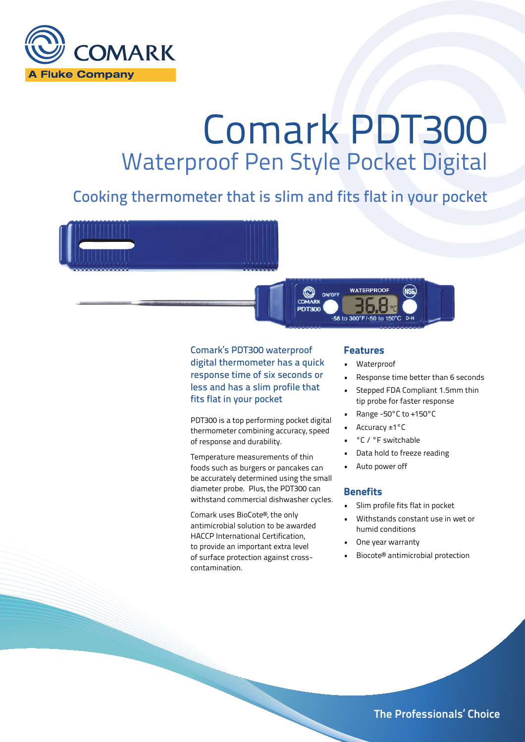COMARK

A Fluke Company

# Comark PDT300

## Waterproof Pen Style Pocket Digital

### Cooking thermometer that is slim and fits flat in your pocket

Comark's PDT300 waterproof digital thermometer has a quick response time of six seconds or less and has a slim profile that fits flat in your pocket

PDT300 is a top performing pocket digital thermometer combining accuracy, speed of response and durability.

Temperature measurements of thin foods such as burgers or pancakes can be accurately determined using the small diameter probe. Plus, the PDT300 can withstand commercial dishwasher cycles.

Comark uses BioCote®, the only antimicrobial solution to be awarded HACCP International Certification, to provide an important extra level of surface protection against cross-contamination.

### Features

- Waterproof
- Response time better than 6 seconds
- Stepped FDA Compliant 1.5mm thin tip probe for faster response
- Range -50°C to +150°C
- Accuracy ±1°C
- °C / °F switchable
- Data hold to freeze reading
- Auto power off

### Benefits

- Slim profile fits flat in pocket
- Withstands constant use in wet or humid conditions
- One year warranty
- Biocote® antimicrobial protection

The Professionals' Choice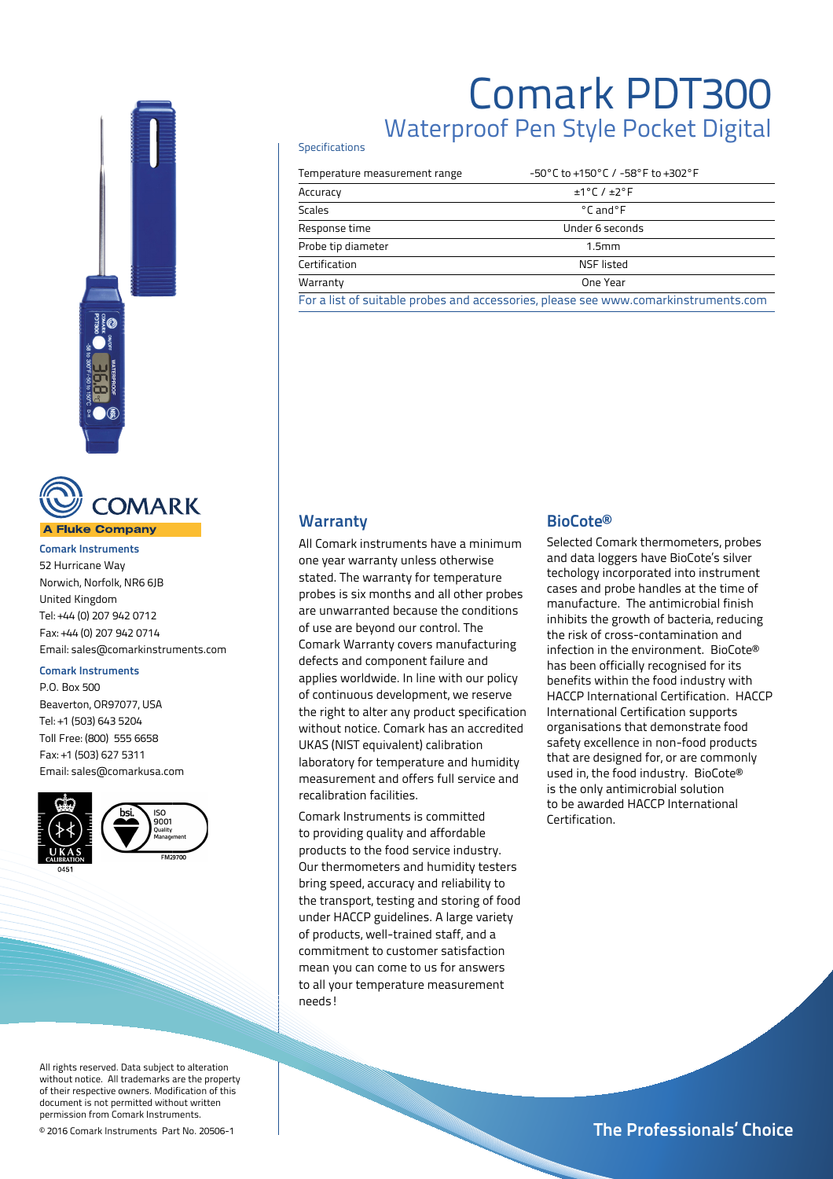# Comark PDT300

## Waterproof Pen Style Pocket Digital

Specifications

| | |
|---|---|
| Temperature measurement range | -50°C to +150°C / -58°F to +302°F |
| Accuracy | ±1°C / ±2°F |
| Scales | °C and °F |
| Response time | Under 6 seconds |
| Probe tip diameter | 1.5mm |
| Certification | NSF listed |
| Warranty | One Year |

For a list of suitable probes and accessories, please see www.comarkinstruments.com

COMARK
**A Fluke Company**

**Comark Instruments**
52 Hurricane Way
Norwich, Norfolk, NR6 6JB
United Kingdom
Tel: +44 (0) 207 942 0712
Fax: +44 (0) 207 942 0714
Email: sales@comarkinstruments.com

**Comark Instruments**
P.O. Box 500
Beaverton, OR97077, USA
Tel: +1 (503) 643 5204
Toll Free: (800) 555 6658
Fax: +1 (503) 627 5311
Email: sales@comarkusa.com

UKAS CALIBRATION 0451
bsi. ISO 9001 Quality Management FM29700

## Warranty

All Comark instruments have a minimum one year warranty unless otherwise stated. The warranty for temperature probes is six months and all other probes are unwarranted because the conditions of use are beyond our control. The Comark Warranty covers manufacturing defects and component failure and applies worldwide. In line with our policy of continuous development, we reserve the right to alter any product specification without notice. Comark has an accredited UKAS (NIST equivalent) calibration laboratory for temperature and humidity measurement and offers full service and recalibration facilities.

Comark Instruments is committed to providing quality and affordable products to the food service industry. Our thermometers and humidity testers bring speed, accuracy and reliability to the transport, testing and storing of food under HACCP guidelines. A large variety of products, well-trained staff, and a commitment to customer satisfaction mean you can come to us for answers to all your temperature measurement needs!

## BioCote®

Selected Comark thermometers, probes and data loggers have BioCote's silver techology incorporated into instrument cases and probe handles at the time of manufacture. The antimicrobial finish inhibits the growth of bacteria, reducing the risk of cross-contamination and infection in the environment. BioCote® has been officially recognised for its benefits within the food industry with HACCP International Certification. HACCP International Certification supports organisations that demonstrate food safety excellence in non-food products that are designed for, or are commonly used in, the food industry. BioCote® is the only antimicrobial solution to be awarded HACCP International Certification.

All rights reserved. Data subject to alteration without notice. All trademarks are the property of their respective owners. Modification of this document is not permitted without written permission from Comark Instruments.

© 2016 Comark Instruments Part No. 20506-1

**The Professionals' Choice**